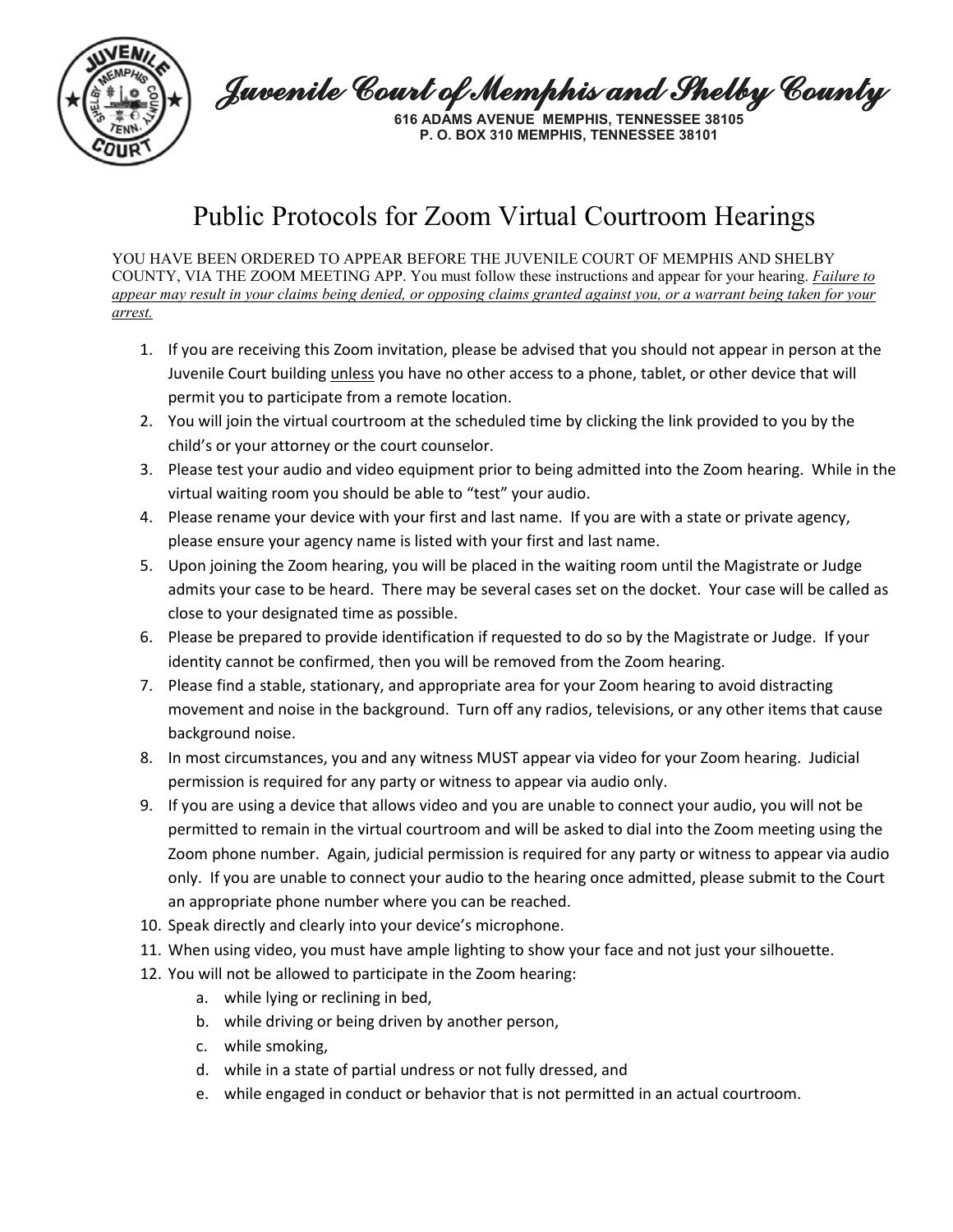# Juvenile Court of Memphis and Shelby County

**616 ADAMS AVENUE MEMPHIS, TENNESSEE 38105**
**P. O. BOX 310 MEMPHIS, TENNESSEE 38101**

## Public Protocols for Zoom Virtual Courtroom Hearings

YOU HAVE BEEN ORDERED TO APPEAR BEFORE THE JUVENILE COURT OF MEMPHIS AND SHELBY COUNTY, VIA THE ZOOM MEETING APP. You must follow these instructions and appear for your hearing. *Failure to appear may result in your claims being denied, or opposing claims granted against you, or a warrant being taken for your arrest.*

1. If you are receiving this Zoom invitation, please be advised that you should not appear in person at the Juvenile Court building unless you have no other access to a phone, tablet, or other device that will permit you to participate from a remote location.
2. You will join the virtual courtroom at the scheduled time by clicking the link provided to you by the child's or your attorney or the court counselor.
3. Please test your audio and video equipment prior to being admitted into the Zoom hearing. While in the virtual waiting room you should be able to "test" your audio.
4. Please rename your device with your first and last name. If you are with a state or private agency, please ensure your agency name is listed with your first and last name.
5. Upon joining the Zoom hearing, you will be placed in the waiting room until the Magistrate or Judge admits your case to be heard. There may be several cases set on the docket. Your case will be called as close to your designated time as possible.
6. Please be prepared to provide identification if requested to do so by the Magistrate or Judge. If your identity cannot be confirmed, then you will be removed from the Zoom hearing.
7. Please find a stable, stationary, and appropriate area for your Zoom hearing to avoid distracting movement and noise in the background. Turn off any radios, televisions, or any other items that cause background noise.
8. In most circumstances, you and any witness MUST appear via video for your Zoom hearing. Judicial permission is required for any party or witness to appear via audio only.
9. If you are using a device that allows video and you are unable to connect your audio, you will not be permitted to remain in the virtual courtroom and will be asked to dial into the Zoom meeting using the Zoom phone number. Again, judicial permission is required for any party or witness to appear via audio only. If you are unable to connect your audio to the hearing once admitted, please submit to the Court an appropriate phone number where you can be reached.
10. Speak directly and clearly into your device's microphone.
11. When using video, you must have ample lighting to show your face and not just your silhouette.
12. You will not be allowed to participate in the Zoom hearing:
    a. while lying or reclining in bed,
    b. while driving or being driven by another person,
    c. while smoking,
    d. while in a state of partial undress or not fully dressed, and
    e. while engaged in conduct or behavior that is not permitted in an actual courtroom.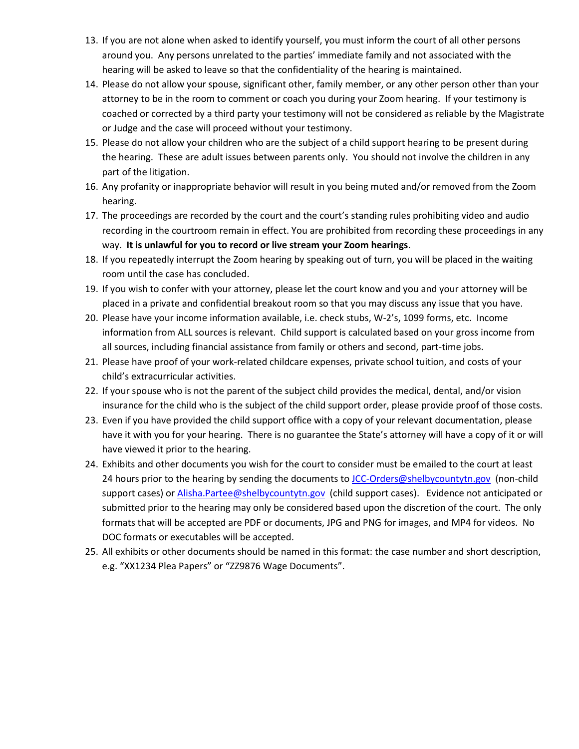13. If you are not alone when asked to identify yourself, you must inform the court of all other persons around you. Any persons unrelated to the parties' immediate family and not associated with the hearing will be asked to leave so that the confidentiality of the hearing is maintained.
14. Please do not allow your spouse, significant other, family member, or any other person other than your attorney to be in the room to comment or coach you during your Zoom hearing. If your testimony is coached or corrected by a third party your testimony will not be considered as reliable by the Magistrate or Judge and the case will proceed without your testimony.
15. Please do not allow your children who are the subject of a child support hearing to be present during the hearing. These are adult issues between parents only. You should not involve the children in any part of the litigation.
16. Any profanity or inappropriate behavior will result in you being muted and/or removed from the Zoom hearing.
17. The proceedings are recorded by the court and the court's standing rules prohibiting video and audio recording in the courtroom remain in effect. You are prohibited from recording these proceedings in any way. **It is unlawful for you to record or live stream your Zoom hearings**.
18. If you repeatedly interrupt the Zoom hearing by speaking out of turn, you will be placed in the waiting room until the case has concluded.
19. If you wish to confer with your attorney, please let the court know and you and your attorney will be placed in a private and confidential breakout room so that you may discuss any issue that you have.
20. Please have your income information available, i.e. check stubs, W-2's, 1099 forms, etc. Income information from ALL sources is relevant. Child support is calculated based on your gross income from all sources, including financial assistance from family or others and second, part-time jobs.
21. Please have proof of your work-related childcare expenses, private school tuition, and costs of your child's extracurricular activities.
22. If your spouse who is not the parent of the subject child provides the medical, dental, and/or vision insurance for the child who is the subject of the child support order, please provide proof of those costs.
23. Even if you have provided the child support office with a copy of your relevant documentation, please have it with you for your hearing. There is no guarantee the State's attorney will have a copy of it or will have viewed it prior to the hearing.
24. Exhibits and other documents you wish for the court to consider must be emailed to the court at least 24 hours prior to the hearing by sending the documents to JCC-Orders@shelbycountytn.gov (non-child support cases) or Alisha.Partee@shelbycountytn.gov (child support cases). Evidence not anticipated or submitted prior to the hearing may only be considered based upon the discretion of the court. The only formats that will be accepted are PDF or documents, JPG and PNG for images, and MP4 for videos. No DOC formats or executables will be accepted.
25. All exhibits or other documents should be named in this format: the case number and short description, e.g. "XX1234 Plea Papers" or "ZZ9876 Wage Documents".